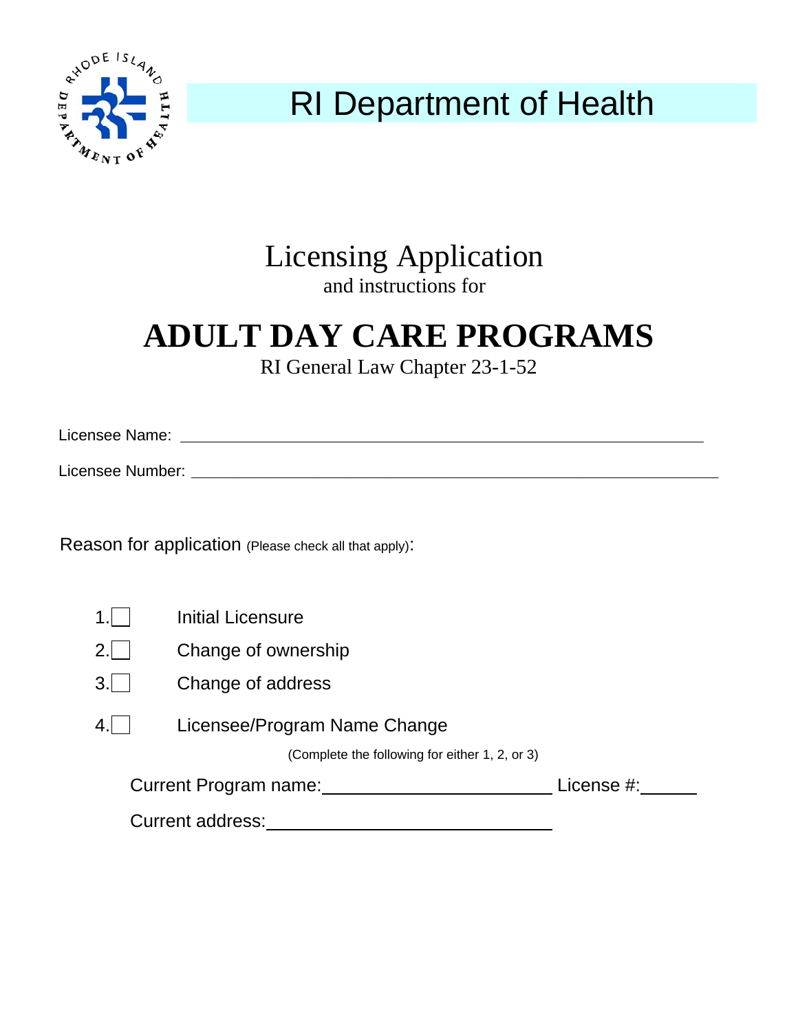# RI Department of Health

## Licensing Application

and instructions for

# ADULT DAY CARE PROGRAMS

RI General Law Chapter 23-1-52

Licensee Name: ____________________________________________

Licensee Number: ____________________________________________

Reason for application (Please check all that apply):

1. ☐ Initial Licensure
2. ☐ Change of ownership
3. ☐ Change of address
4. ☐ Licensee/Program Name Change

(Complete the following for either 1, 2, or 3)

Current Program name: ______________________ License #: ______

Current address: ______________________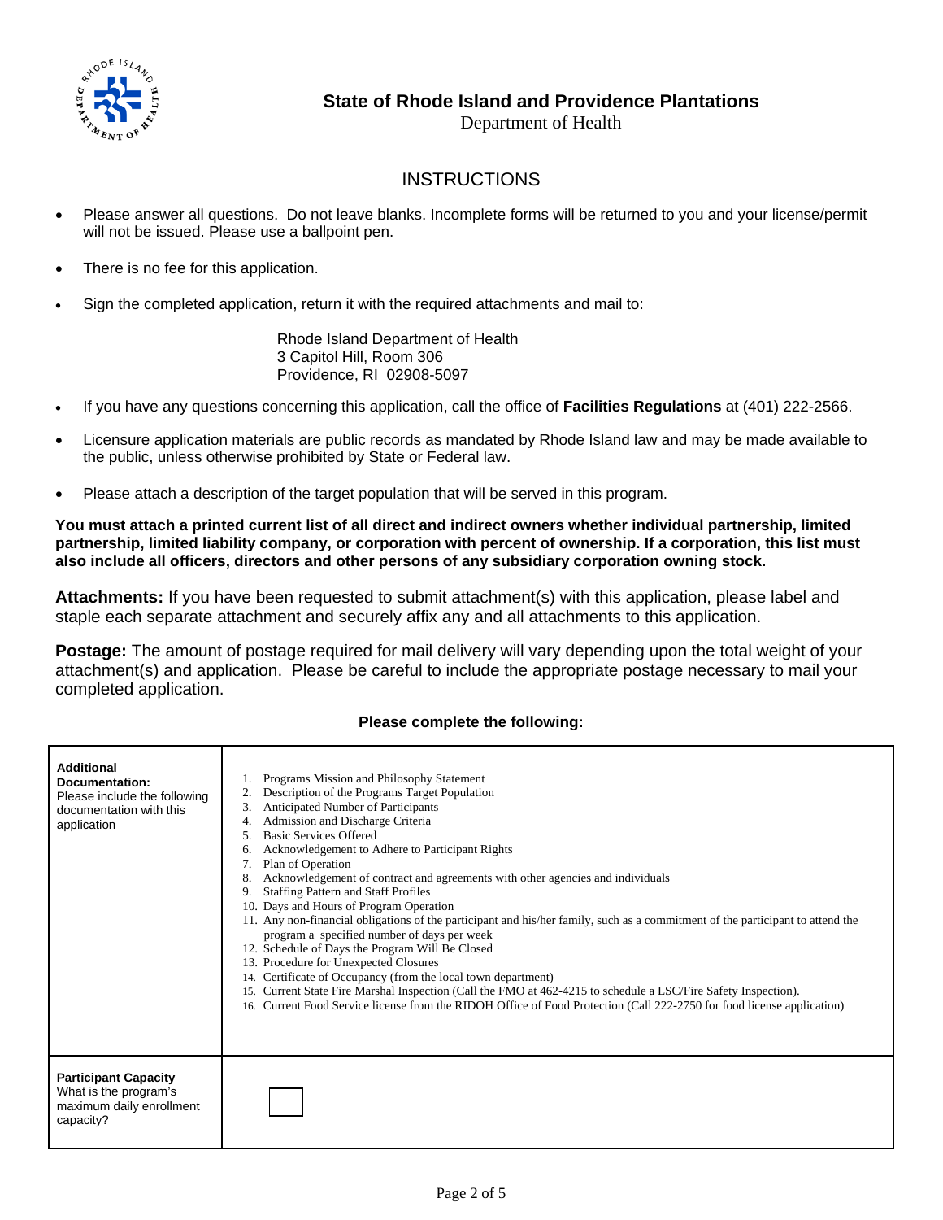## State of Rhode Island and Providence Plantations

Department of Health

## INSTRUCTIONS

- Please answer all questions. Do not leave blanks. Incomplete forms will be returned to you and your license/permit will not be issued. Please use a ballpoint pen.
- There is no fee for this application.
- Sign the completed application, return it with the required attachments and mail to:

  Rhode Island Department of Health
  3 Capitol Hill, Room 306
  Providence, RI 02908-5097

- If you have any questions concerning this application, call the office of **Facilities Regulations** at (401) 222-2566.
- Licensure application materials are public records as mandated by Rhode Island law and may be made available to the public, unless otherwise prohibited by State or Federal law.
- Please attach a description of the target population that will be served in this program.

**You must attach a printed current list of all direct and indirect owners whether individual partnership, limited partnership, limited liability company, or corporation with percent of ownership. If a corporation, this list must also include all officers, directors and other persons of any subsidiary corporation owning stock.**

**Attachments:** If you have been requested to submit attachment(s) with this application, please label and staple each separate attachment and securely affix any and all attachments to this application.

**Postage:** The amount of postage required for mail delivery will vary depending upon the total weight of your attachment(s) and application. Please be careful to include the appropriate postage necessary to mail your completed application.

**Please complete the following:**

| | |
|---|---|
| **Additional Documentation:** Please include the following documentation with this application | 1. Programs Mission and Philosophy Statement<br>2. Description of the Programs Target Population<br>3. Anticipated Number of Participants<br>4. Admission and Discharge Criteria<br>5. Basic Services Offered<br>6. Acknowledgement to Adhere to Participant Rights<br>7. Plan of Operation<br>8. Acknowledgement of contract and agreements with other agencies and individuals<br>9. Staffing Pattern and Staff Profiles<br>10. Days and Hours of Program Operation<br>11. Any non-financial obligations of the participant and his/her family, such as a commitment of the participant to attend the program a specified number of days per week<br>12. Schedule of Days the Program Will Be Closed<br>13. Procedure for Unexpected Closures<br>14. Certificate of Occupancy (from the local town department)<br>15. Current State Fire Marshal Inspection (Call the FMO at 462-4215 to schedule a LSC/Fire Safety Inspection).<br>16. Current Food Service license from the RIDOH Office of Food Protection (Call 222-2750 for food license application) |
| **Participant Capacity** What is the program's maximum daily enrollment capacity? | ☐ |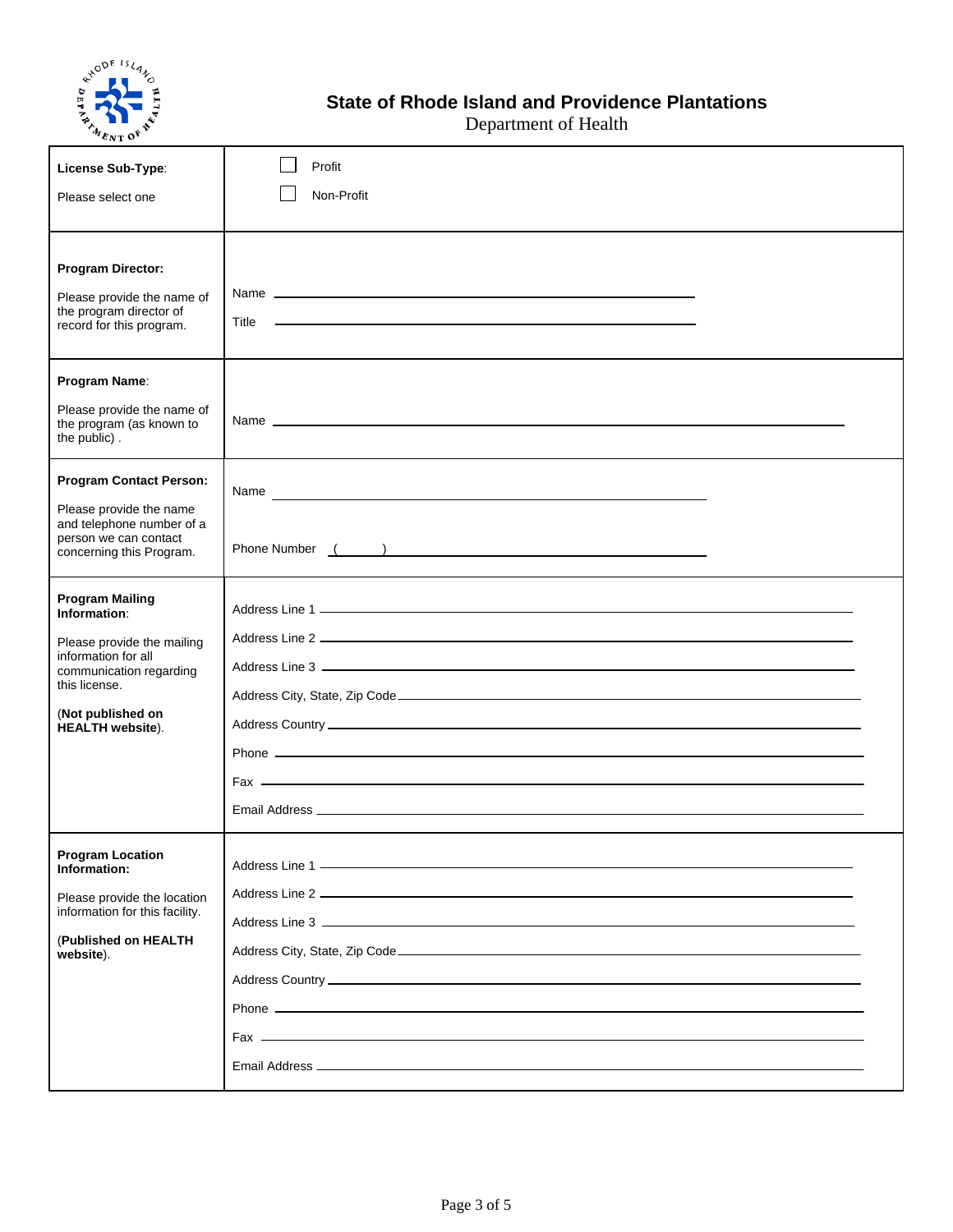## State of Rhode Island and Providence Plantations

Department of Health

| | |
|---|---|
| **License Sub-Type**:<br><br>Please select one | ☐ Profit<br>☐ Non-Profit |
| **Program Director:**<br><br>Please provide the name of the program director of record for this program. | Name \_\_\_\_\_\_\_\_\_\_\_\_\_\_\_\_\_\_\_\_\_\_\_\_\_\_\_\_\_\_\_\_\_\_\_\_\_\_<br>Title \_\_\_\_\_\_\_\_\_\_\_\_\_\_\_\_\_\_\_\_\_\_\_\_\_\_\_\_\_\_\_\_\_\_\_\_\_\_ |
| **Program Name**:<br><br>Please provide the name of the program (as known to the public) . | Name \_\_\_\_\_\_\_\_\_\_\_\_\_\_\_\_\_\_\_\_\_\_\_\_\_\_\_\_\_\_\_\_\_\_\_\_\_\_\_\_\_\_\_\_\_\_\_\_\_\_ |
| **Program Contact Person:**<br><br>Please provide the name and telephone number of a person we can contact concerning this Program. | Name \_\_\_\_\_\_\_\_\_\_\_\_\_\_\_\_\_\_\_\_\_\_\_\_\_\_\_\_\_\_\_\_\_\_\_\_\_\_<br>Phone Number ( ) \_\_\_\_\_\_\_\_\_\_\_\_\_\_\_\_\_\_\_\_\_\_\_\_\_\_\_\_\_\_ |
| **Program Mailing Information**:<br><br>Please provide the mailing information for all communication regarding this license.<br><br>(**Not published on HEALTH website**). | Address Line 1 \_\_\_\_\_\_\_\_\_\_\_\_\_\_\_\_\_\_\_\_\_\_\_\_\_\_\_\_\_\_\_\_\_\_\_\_\_\_<br>Address Line 2 \_\_\_\_\_\_\_\_\_\_\_\_\_\_\_\_\_\_\_\_\_\_\_\_\_\_\_\_\_\_\_\_\_\_\_\_\_\_<br>Address Line 3 \_\_\_\_\_\_\_\_\_\_\_\_\_\_\_\_\_\_\_\_\_\_\_\_\_\_\_\_\_\_\_\_\_\_\_\_\_\_<br>Address City, State, Zip Code\_\_\_\_\_\_\_\_\_\_\_\_\_\_\_\_\_\_\_\_\_\_\_\_\_\_\_\_\_\_<br>Address Country \_\_\_\_\_\_\_\_\_\_\_\_\_\_\_\_\_\_\_\_\_\_\_\_\_\_\_\_\_\_\_\_\_\_\_\_\_\_<br>Phone \_\_\_\_\_\_\_\_\_\_\_\_\_\_\_\_\_\_\_\_\_\_\_\_\_\_\_\_\_\_\_\_\_\_\_\_\_\_\_\_\_\_\_\_<br>Fax \_\_\_\_\_\_\_\_\_\_\_\_\_\_\_\_\_\_\_\_\_\_\_\_\_\_\_\_\_\_\_\_\_\_\_\_\_\_\_\_\_\_\_\_\_\_<br>Email Address \_\_\_\_\_\_\_\_\_\_\_\_\_\_\_\_\_\_\_\_\_\_\_\_\_\_\_\_\_\_\_\_\_\_\_\_\_\_ |
| **Program Location Information:**<br><br>Please provide the location information for this facility.<br><br>(**Published on HEALTH website**). | Address Line 1 \_\_\_\_\_\_\_\_\_\_\_\_\_\_\_\_\_\_\_\_\_\_\_\_\_\_\_\_\_\_\_\_\_\_\_\_\_\_<br>Address Line 2 \_\_\_\_\_\_\_\_\_\_\_\_\_\_\_\_\_\_\_\_\_\_\_\_\_\_\_\_\_\_\_\_\_\_\_\_\_\_<br>Address Line 3 \_\_\_\_\_\_\_\_\_\_\_\_\_\_\_\_\_\_\_\_\_\_\_\_\_\_\_\_\_\_\_\_\_\_\_\_\_\_<br>Address City, State, Zip Code\_\_\_\_\_\_\_\_\_\_\_\_\_\_\_\_\_\_\_\_\_\_\_\_\_\_\_\_\_\_<br>Address Country \_\_\_\_\_\_\_\_\_\_\_\_\_\_\_\_\_\_\_\_\_\_\_\_\_\_\_\_\_\_\_\_\_\_\_\_\_\_<br>Phone \_\_\_\_\_\_\_\_\_\_\_\_\_\_\_\_\_\_\_\_\_\_\_\_\_\_\_\_\_\_\_\_\_\_\_\_\_\_\_\_\_\_\_\_<br>Fax \_\_\_\_\_\_\_\_\_\_\_\_\_\_\_\_\_\_\_\_\_\_\_\_\_\_\_\_\_\_\_\_\_\_\_\_\_\_\_\_\_\_\_\_\_\_<br>Email Address \_\_\_\_\_\_\_\_\_\_\_\_\_\_\_\_\_\_\_\_\_\_\_\_\_\_\_\_\_\_\_\_\_\_\_\_\_\_ |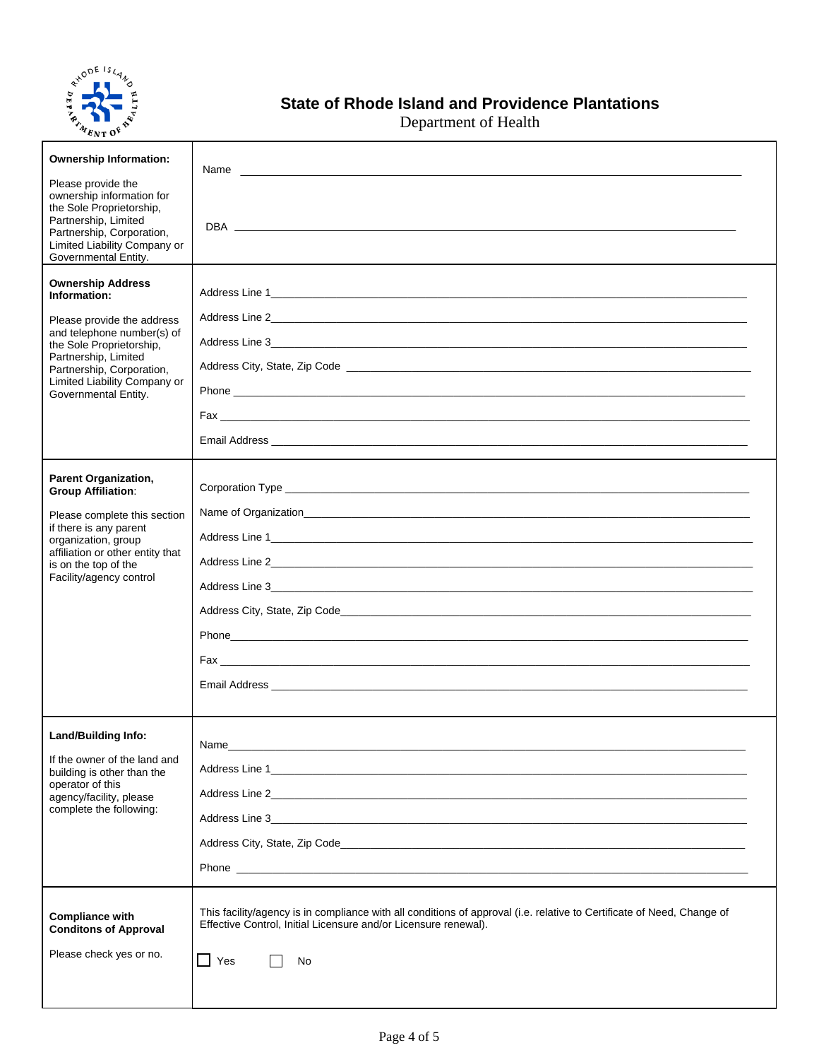## State of Rhode Island and Providence Plantations

Department of Health

| | |
|---|---|
| **Ownership Information:**<br><br>Please provide the ownership information for the Sole Proprietorship, Partnership, Limited Partnership, Corporation, Limited Liability Company or Governmental Entity. | Name \_\_\_\_\_\_\_\_\_\_\_\_\_\_\_\_\_\_\_\_\_\_\_\_\_\_\_\_\_\_\_\_<br><br>DBA \_\_\_\_\_\_\_\_\_\_\_\_\_\_\_\_\_\_\_\_\_\_\_\_\_\_\_\_\_\_\_\_ |
| **Ownership Address Information:**<br><br>Please provide the address and telephone number(s) of the Sole Proprietorship, Partnership, Limited Partnership, Corporation, Limited Liability Company or Governmental Entity. | Address Line 1\_\_\_\_\_\_\_\_\_\_\_\_\_\_\_\_\_\_\_\_\_\_\_\_\_\_\_\_\_\_<br>Address Line 2\_\_\_\_\_\_\_\_\_\_\_\_\_\_\_\_\_\_\_\_\_\_\_\_\_\_\_\_\_\_<br>Address Line 3\_\_\_\_\_\_\_\_\_\_\_\_\_\_\_\_\_\_\_\_\_\_\_\_\_\_\_\_\_\_<br>Address City, State, Zip Code \_\_\_\_\_\_\_\_\_\_\_\_\_\_\_\_\_\_\_\_\_\_\_\_<br>Phone \_\_\_\_\_\_\_\_\_\_\_\_\_\_\_\_\_\_\_\_\_\_\_\_\_\_\_\_\_\_\_\_<br>Fax \_\_\_\_\_\_\_\_\_\_\_\_\_\_\_\_\_\_\_\_\_\_\_\_\_\_\_\_\_\_\_\_<br>Email Address \_\_\_\_\_\_\_\_\_\_\_\_\_\_\_\_\_\_\_\_\_\_\_\_\_\_\_\_\_\_ |
| **Parent Organization, Group Affiliation**:<br><br>Please complete this section if there is any parent organization, group affiliation or other entity that is on the top of the Facility/agency control | Corporation Type \_\_\_\_\_\_\_\_\_\_\_\_\_\_\_\_\_\_\_\_\_\_\_\_\_\_\_\_\_\_<br>Name of Organization\_\_\_\_\_\_\_\_\_\_\_\_\_\_\_\_\_\_\_\_\_\_\_\_\_\_\_\_\_\_<br>Address Line 1\_\_\_\_\_\_\_\_\_\_\_\_\_\_\_\_\_\_\_\_\_\_\_\_\_\_\_\_\_\_<br>Address Line 2\_\_\_\_\_\_\_\_\_\_\_\_\_\_\_\_\_\_\_\_\_\_\_\_\_\_\_\_\_\_<br>Address Line 3\_\_\_\_\_\_\_\_\_\_\_\_\_\_\_\_\_\_\_\_\_\_\_\_\_\_\_\_\_\_<br>Address City, State, Zip Code\_\_\_\_\_\_\_\_\_\_\_\_\_\_\_\_\_\_\_\_\_\_\_\_<br>Phone\_\_\_\_\_\_\_\_\_\_\_\_\_\_\_\_\_\_\_\_\_\_\_\_\_\_\_\_\_\_\_\_<br>Fax \_\_\_\_\_\_\_\_\_\_\_\_\_\_\_\_\_\_\_\_\_\_\_\_\_\_\_\_\_\_\_\_<br>Email Address \_\_\_\_\_\_\_\_\_\_\_\_\_\_\_\_\_\_\_\_\_\_\_\_\_\_\_\_\_\_ |
| **Land/Building Info:**<br><br>If the owner of the land and building is other than the operator of this agency/facility, please complete the following: | Name\_\_\_\_\_\_\_\_\_\_\_\_\_\_\_\_\_\_\_\_\_\_\_\_\_\_\_\_\_\_\_\_<br>Address Line 1\_\_\_\_\_\_\_\_\_\_\_\_\_\_\_\_\_\_\_\_\_\_\_\_\_\_\_\_\_\_<br>Address Line 2\_\_\_\_\_\_\_\_\_\_\_\_\_\_\_\_\_\_\_\_\_\_\_\_\_\_\_\_\_\_<br>Address Line 3\_\_\_\_\_\_\_\_\_\_\_\_\_\_\_\_\_\_\_\_\_\_\_\_\_\_\_\_\_\_<br>Address City, State, Zip Code\_\_\_\_\_\_\_\_\_\_\_\_\_\_\_\_\_\_\_\_\_\_\_\_<br>Phone \_\_\_\_\_\_\_\_\_\_\_\_\_\_\_\_\_\_\_\_\_\_\_\_\_\_\_\_\_\_\_\_ |
| **Compliance with Conditons of Approval**<br><br>Please check yes or no. | This facility/agency is in compliance with all conditions of approval (i.e. relative to Certificate of Need, Change of Effective Control, Initial Licensure and/or Licensure renewal).<br><br>☐ Yes ☐ No |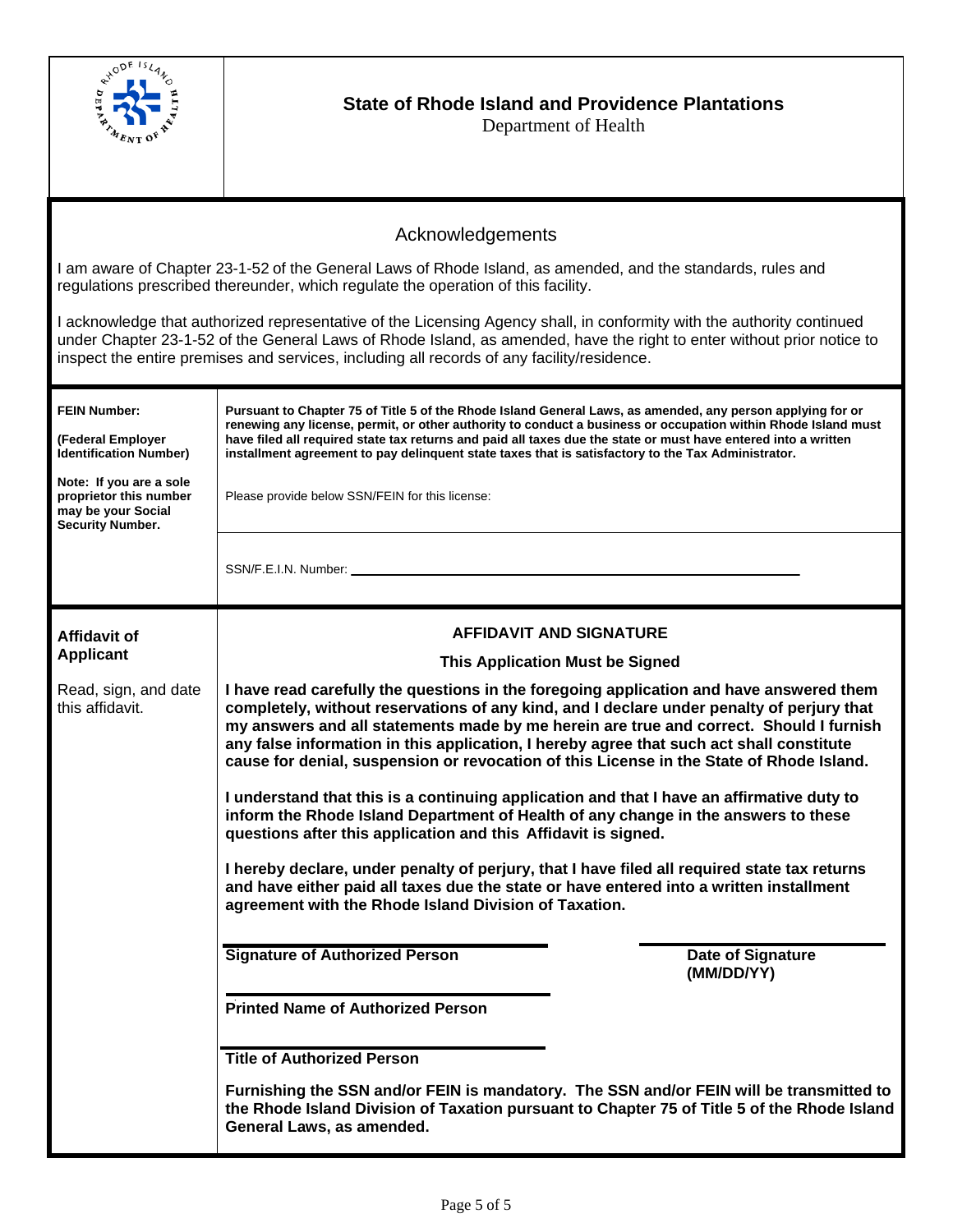## State of Rhode Island and Providence Plantations

Department of Health

### Acknowledgements

I am aware of Chapter 23-1-52 of the General Laws of Rhode Island, as amended, and the standards, rules and regulations prescribed thereunder, which regulate the operation of this facility.

I acknowledge that authorized representative of the Licensing Agency shall, in conformity with the authority continued under Chapter 23-1-52 of the General Laws of Rhode Island, as amended, have the right to enter without prior notice to inspect the entire premises and services, including all records of any facility/residence.

| | |
|---|---|
| **FEIN Number:**<br><br>**(Federal Employer Identification Number)**<br><br>**Note: If you are a sole proprietor this number may be your Social Security Number.** | **Pursuant to Chapter 75 of Title 5 of the Rhode Island General Laws, as amended, any person applying for or renewing any license, permit, or other authority to conduct a business or occupation within Rhode Island must have filed all required state tax returns and paid all taxes due the state or must have entered into a written installment agreement to pay delinquent state taxes that is satisfactory to the Tax Administrator.**<br><br>Please provide below SSN/FEIN for this license:<br><br>SSN/F.E.I.N. Number: ______________________________ |

**Affidavit of Applicant**

Read, sign, and date this affidavit.

**AFFIDAVIT AND SIGNATURE**

**This Application Must be Signed**

**I have read carefully the questions in the foregoing application and have answered them completely, without reservations of any kind, and I declare under penalty of perjury that my answers and all statements made by me herein are true and correct. Should I furnish any false information in this application, I hereby agree that such act shall constitute cause for denial, suspension or revocation of this License in the State of Rhode Island.**

**I understand that this is a continuing application and that I have an affirmative duty to inform the Rhode Island Department of Health of any change in the answers to these questions after this application and this Affidavit is signed.**

**I hereby declare, under penalty of perjury, that I have filed all required state tax returns and have either paid all taxes due the state or have entered into a written installment agreement with the Rhode Island Division of Taxation.**

______________________________ ______________________________

**Signature of Authorized Person** **Date of Signature (MM/DD/YY)**

______________________________

**Printed Name of Authorized Person**

______________________________

**Title of Authorized Person**

**Furnishing the SSN and/or FEIN is mandatory. The SSN and/or FEIN will be transmitted to the Rhode Island Division of Taxation pursuant to Chapter 75 of Title 5 of the Rhode Island General Laws, as amended.**